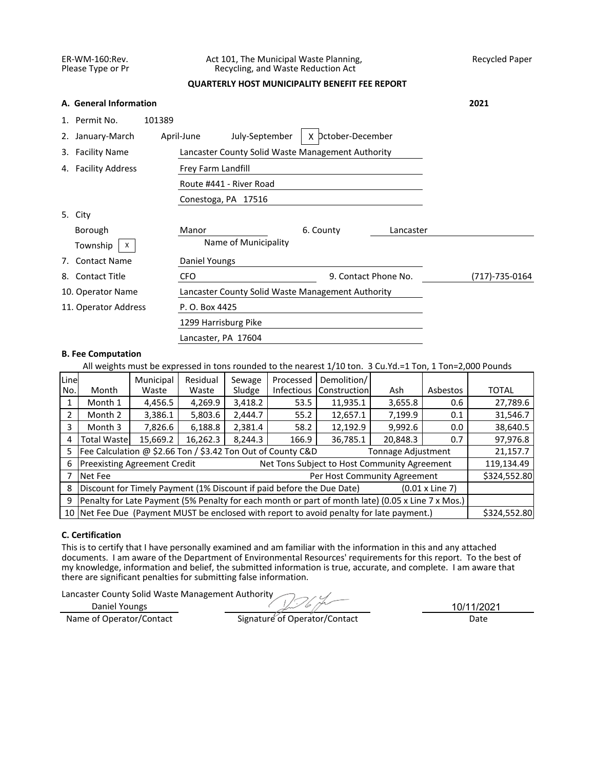ER-WM-160:Rev.
Please Type or Pr

Act 101, The Municipal Waste Planning,
Recycling, and Waste Reduction Act

Recycled Paper

**QUARTERLY HOST MUNICIPALITY BENEFIT FEE REPORT**

**A. General Information** **2021**

1. Permit No. 101389
2. January-March April-June July-September [X] October-December
3. Facility Name: Lancaster County Solid Waste Management Authority
4. Facility Address: Frey Farm Landfill
   Route #441 - River Road
   Conestoga, PA 17516
5. City
   Borough: Manor (Name of Municipality)
   Township [X]
6. County: Lancaster
7. Contact Name: Daniel Youngs
8. Contact Title: CFO
9. Contact Phone No.: (717)-735-0164
10. Operator Name: Lancaster County Solid Waste Management Authority
11. Operator Address: P. O. Box 4425
    1299 Harrisburg Pike
    Lancaster, PA 17604

**B. Fee Computation**

All weights must be expressed in tons rounded to the nearest 1/10 ton. 3 Cu.Yd.=1 Ton, 1 Ton=2,000 Pounds

| Line No. | Month | Municipal Waste | Residual Waste | Sewage Sludge | Processed Infectious | Demolition/ Construction | Ash | Asbestos | TOTAL |
|---|---|---|---|---|---|---|---|---|---|
| 1 | Month 1 | 4,456.5 | 4,269.9 | 3,418.2 | 53.5 | 11,935.1 | 3,655.8 | 0.6 | 27,789.6 |
| 2 | Month 2 | 3,386.1 | 5,803.6 | 2,444.7 | 55.2 | 12,657.1 | 7,199.9 | 0.1 | 31,546.7 |
| 3 | Month 3 | 7,826.6 | 6,188.8 | 2,381.4 | 58.2 | 12,192.9 | 9,992.6 | 0.0 | 38,640.5 |
| 4 | Total Waste | 15,669.2 | 16,262.3 | 8,244.3 | 166.9 | 36,785.1 | 20,848.3 | 0.7 | 97,976.8 |
| 5 | Fee Calculation @ $2.66 Ton / $3.42 Ton Out of County C&D | | | | | Tonnage Adjustment | | | 21,157.7 |
| 6 | Preexisting Agreement Credit | | | | Net Tons Subject to Host Community Agreement | | | | 119,134.49 |
| 7 | Net Fee | | | | | Per Host Community Agreement | | | $324,552.80 |
| 8 | Discount for Timely Payment (1% Discount if paid before the Due Date) | | | | | | (0.01 x Line 7) | | |
| 9 | Penalty for Late Payment (5% Penalty for each month or part of month late) (0.05 x Line 7 x Mos.) | | | | | | | | |
| 10 | Net Fee Due (Payment MUST be enclosed with report to avoid penalty for late payment.) | | | | | | | | $324,552.80 |

**C. Certification**

This is to certify that I have personally examined and am familiar with the information in this and any attached documents. I am aware of the Department of Environmental Resources' requirements for this report. To the best of my knowledge, information and belief, the submitted information is true, accurate, and complete. I am aware that there are significant penalties for submitting false information.

Lancaster County Solid Waste Management Authority
Daniel Youngs

Name of Operator/Contact | Signature of Operator/Contact | Date: 10/11/2021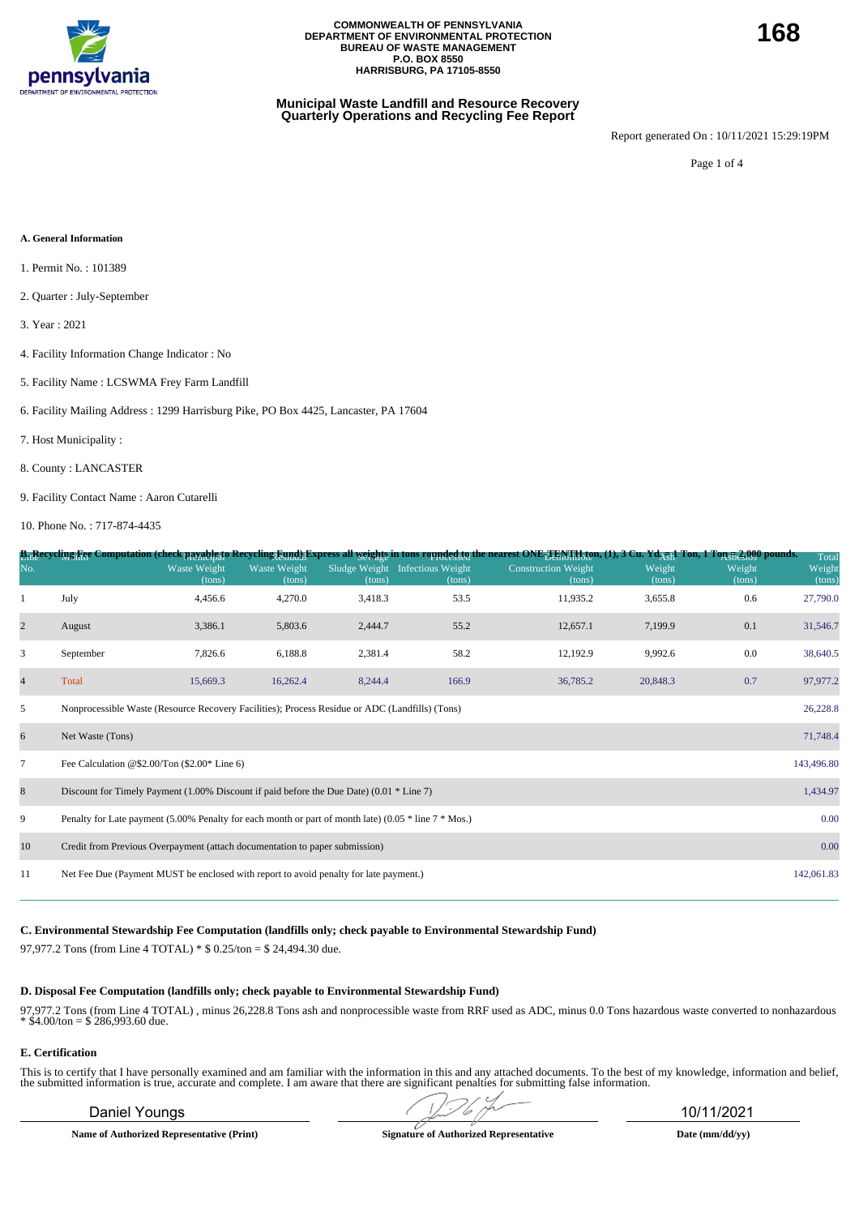COMMONWEALTH OF PENNSYLVANIA
DEPARTMENT OF ENVIRONMENTAL PROTECTION
BUREAU OF WASTE MANAGEMENT
P.O. BOX 8550
HARRISBURG, PA 17105-8550

168

## Municipal Waste Landfill and Resource Recovery Quarterly Operations and Recycling Fee Report

Report generated On : 10/11/2021 15:29:19PM

Page 1 of 4

**A. General Information**

1. Permit No. : 101389
2. Quarter : July-September
3. Year : 2021
4. Facility Information Change Indicator : No
5. Facility Name : LCSWMA Frey Farm Landfill
6. Facility Mailing Address : 1299 Harrisburg Pike, PO Box 4425, Lancaster, PA 17604
7. Host Municipality :
8. County : LANCASTER
9. Facility Contact Name : Aaron Cutarelli
10. Phone No. : 717-874-4435

**B. Recycling Fee Computation (check payable to Recycling Fund) Express all weights in tons rounded to the nearest ONE-TENTH ton, (1), 3 Cu. Yd. = 1 Ton, 1 Ton = 2,000 pounds.**

| Line No. | Month | Municipal Waste Weight (tons) | Residual Waste Weight (tons) | Sewage Sludge Weight (tons) | Processed Infectious Weight (tons) | Demolition Construction Weight (tons) | Ash Weight (tons) | Asbestos Weight (tons) | Total Weight (tons) |
|---|---|---|---|---|---|---|---|---|---|
| 1 | July | 4,456.6 | 4,270.0 | 3,418.3 | 53.5 | 11,935.2 | 3,655.8 | 0.6 | 27,790.0 |
| 2 | August | 3,386.1 | 5,803.6 | 2,444.7 | 55.2 | 12,657.1 | 7,199.9 | 0.1 | 31,546.7 |
| 3 | September | 7,826.6 | 6,188.8 | 2,381.4 | 58.2 | 12,192.9 | 9,992.6 | 0.0 | 38,640.5 |
| 4 | Total | 15,669.3 | 16,262.4 | 8,244.4 | 166.9 | 36,785.2 | 20,848.3 | 0.7 | 97,977.2 |
| 5 | Nonprocessible Waste (Resource Recovery Facilities); Process Residue or ADC (Landfills) (Tons) | | | | | | | | 26,228.8 |
| 6 | Net Waste (Tons) | | | | | | | | 71,748.4 |
| 7 | Fee Calculation @$2.00/Ton ($2.00* Line 6) | | | | | | | | 143,496.80 |
| 8 | Discount for Timely Payment (1.00% Discount if paid before the Due Date) (0.01 * Line 7) | | | | | | | | 1,434.97 |
| 9 | Penalty for Late payment (5.00% Penalty for each month or part of month late) (0.05 * line 7 * Mos.) | | | | | | | | 0.00 |
| 10 | Credit from Previous Overpayment (attach documentation to paper submission) | | | | | | | | 0.00 |
| 11 | Net Fee Due (Payment MUST be enclosed with report to avoid penalty for late payment.) | | | | | | | | 142,061.83 |

**C. Environmental Stewardship Fee Computation (landfills only; check payable to Environmental Stewardship Fund)**

97,977.2 Tons (from Line 4 TOTAL) * $ 0.25/ton = $ 24,494.30 due.

**D. Disposal Fee Computation (landfills only; check payable to Environmental Stewardship Fund)**

97,977.2 Tons (from Line 4 TOTAL) , minus 26,228.8 Tons ash and nonprocessible waste from RRF used as ADC, minus 0.0 Tons hazardous waste converted to nonhazardous * $4.00/ton = $ 286,993.60 due.

**E. Certification**

This is to certify that I have personally examined and am familiar with the information in this and any attached documents. To the best of my knowledge, information and belief, the submitted information is true, accurate and complete. I am aware that there are significant penalties for submitting false information.

| Daniel Youngs | [signature] | 10/11/2021 |
|---|---|---|
| **Name of Authorized Representative (Print)** | **Signature of Authorized Representative** | **Date (mm/dd/yy)** |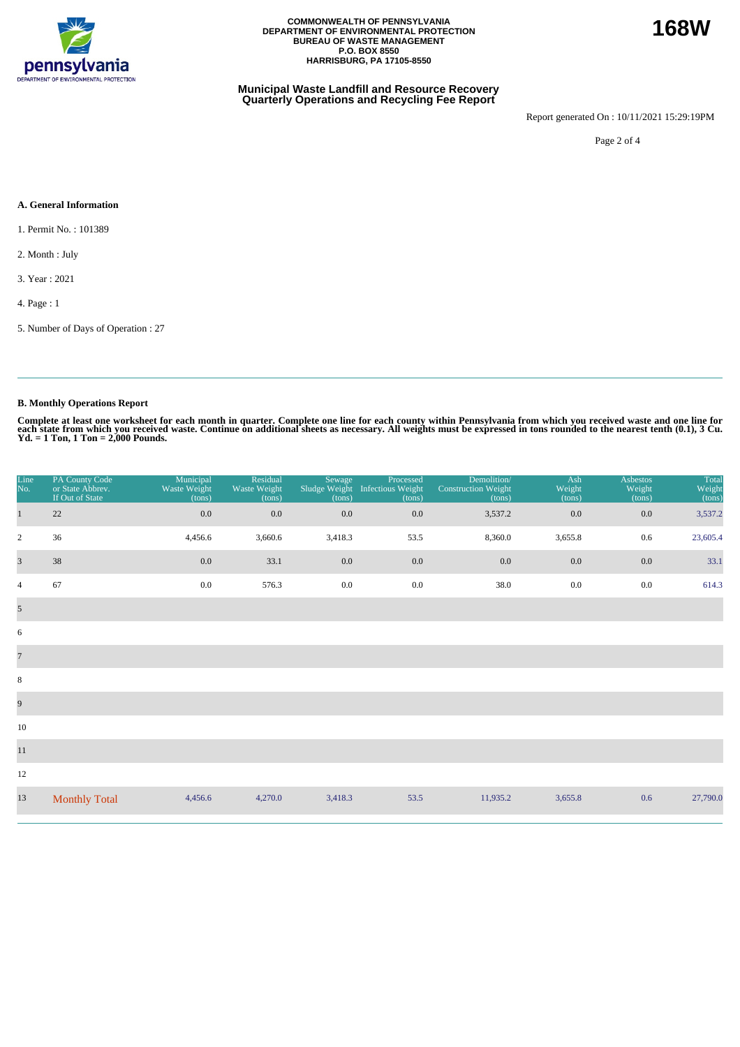COMMONWEALTH OF PENNSYLVANIA
DEPARTMENT OF ENVIRONMENTAL PROTECTION
BUREAU OF WASTE MANAGEMENT
P.O. BOX 8550
HARRISBURG, PA 17105-8550

**168W**

## Municipal Waste Landfill and Resource Recovery Quarterly Operations and Recycling Fee Report

Report generated On : 10/11/2021 15:29:19PM

### A. General Information

1. Permit No. : 101389

2. Month : July

3. Year : 2021

4. Page : 1

5. Number of Days of Operation : 27

### B. Monthly Operations Report

**Complete at least one worksheet for each month in quarter. Complete one line for each county within Pennsylvania from which you received waste and one line for each state from which you received waste. Continue on additional sheets as necessary. All weights must be expressed in tons rounded to the nearest tenth (0.1), 3 Cu. Yd. = 1 Ton, 1 Ton = 2,000 Pounds.**

| Line No. | PA County Code or State Abbrev. If Out of State | Municipal Waste Weight (tons) | Residual Waste Weight (tons) | Sewage Sludge Weight (tons) | Processed Infectious Weight (tons) | Demolition/ Construction Weight (tons) | Ash Weight (tons) | Asbestos Weight (tons) | Total Weight (tons) |
|---|---|---|---|---|---|---|---|---|---|
| 1 | 22 | 0.0 | 0.0 | 0.0 | 0.0 | 3,537.2 | 0.0 | 0.0 | 3,537.2 |
| 2 | 36 | 4,456.6 | 3,660.6 | 3,418.3 | 53.5 | 8,360.0 | 3,655.8 | 0.6 | 23,605.4 |
| 3 | 38 | 0.0 | 33.1 | 0.0 | 0.0 | 0.0 | 0.0 | 0.0 | 33.1 |
| 4 | 67 | 0.0 | 576.3 | 0.0 | 0.0 | 38.0 | 0.0 | 0.0 | 614.3 |
| 5 | | | | | | | | | |
| 6 | | | | | | | | | |
| 7 | | | | | | | | | |
| 8 | | | | | | | | | |
| 9 | | | | | | | | | |
| 10 | | | | | | | | | |
| 11 | | | | | | | | | |
| 12 | | | | | | | | | |
| 13 | Monthly Total | 4,456.6 | 4,270.0 | 3,418.3 | 53.5 | 11,935.2 | 3,655.8 | 0.6 | 27,790.0 |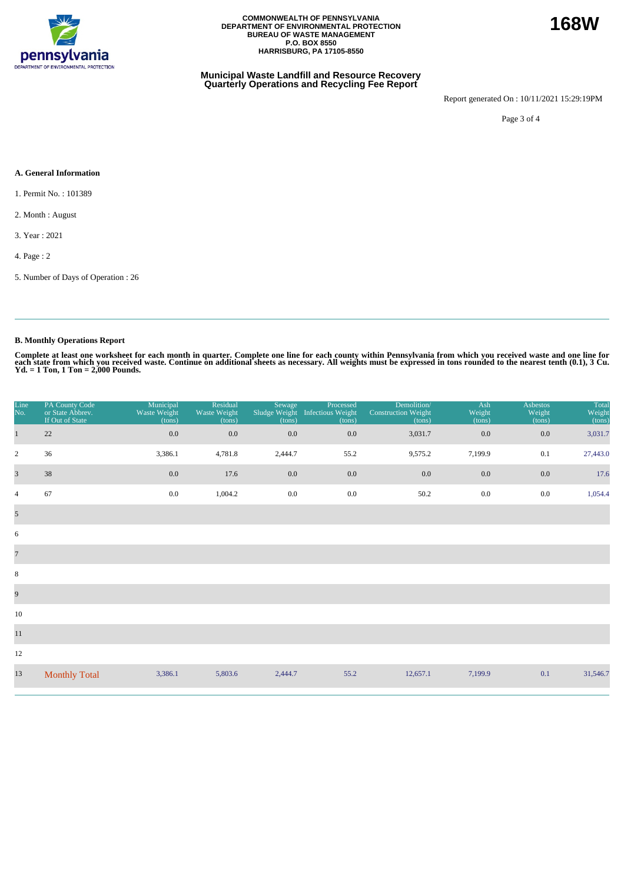COMMONWEALTH OF PENNSYLVANIA
DEPARTMENT OF ENVIRONMENTAL PROTECTION
BUREAU OF WASTE MANAGEMENT
P.O. BOX 8550
HARRISBURG, PA 17105-8550

**168W**

## Municipal Waste Landfill and Resource Recovery Quarterly Operations and Recycling Fee Report

Report generated On : 10/11/2021 15:29:19PM

### A. General Information

1. Permit No. : 101389

2. Month : August

3. Year : 2021

4. Page : 2

5. Number of Days of Operation : 26

### B. Monthly Operations Report

**Complete at least one worksheet for each month in quarter. Complete one line for each county within Pennsylvania from which you received waste and one line for each state from which you received waste. Continue on additional sheets as necessary. All weights must be expressed in tons rounded to the nearest tenth (0.1), 3 Cu. Yd. = 1 Ton, 1 Ton = 2,000 Pounds.**

| Line No. | PA County Code or State Abbrev. If Out of State | Municipal Waste Weight (tons) | Residual Waste Weight (tons) | Sewage Sludge Weight (tons) | Processed Infectious Weight (tons) | Demolition/ Construction Weight (tons) | Ash Weight (tons) | Asbestos Weight (tons) | Total Weight (tons) |
|---|---|---|---|---|---|---|---|---|---|
| 1 | 22 | 0.0 | 0.0 | 0.0 | 0.0 | 3,031.7 | 0.0 | 0.0 | 3,031.7 |
| 2 | 36 | 3,386.1 | 4,781.8 | 2,444.7 | 55.2 | 9,575.2 | 7,199.9 | 0.1 | 27,443.0 |
| 3 | 38 | 0.0 | 17.6 | 0.0 | 0.0 | 0.0 | 0.0 | 0.0 | 17.6 |
| 4 | 67 | 0.0 | 1,004.2 | 0.0 | 0.0 | 50.2 | 0.0 | 0.0 | 1,054.4 |
| 5 | | | | | | | | | |
| 6 | | | | | | | | | |
| 7 | | | | | | | | | |
| 8 | | | | | | | | | |
| 9 | | | | | | | | | |
| 10 | | | | | | | | | |
| 11 | | | | | | | | | |
| 12 | | | | | | | | | |
| 13 | Monthly Total | 3,386.1 | 5,803.6 | 2,444.7 | 55.2 | 12,657.1 | 7,199.9 | 0.1 | 31,546.7 |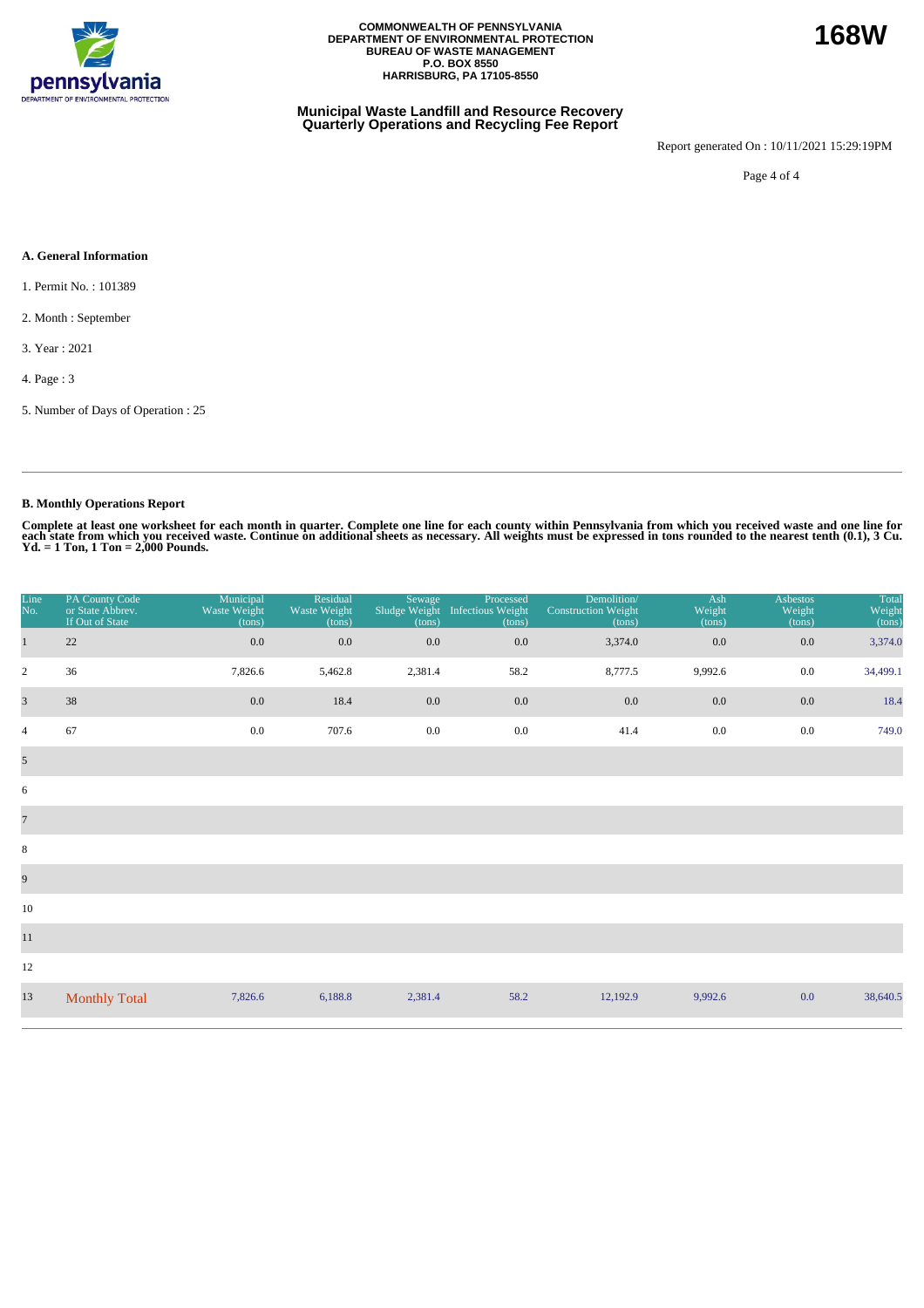COMMONWEALTH OF PENNSYLVANIA
DEPARTMENT OF ENVIRONMENTAL PROTECTION
BUREAU OF WASTE MANAGEMENT
P.O. BOX 8550
HARRISBURG, PA 17105-8550

**168W**

## Municipal Waste Landfill and Resource Recovery Quarterly Operations and Recycling Fee Report

Report generated On : 10/11/2021 15:29:19PM

### A. General Information

1. Permit No. : 101389
2. Month : September
3. Year : 2021
4. Page : 3
5. Number of Days of Operation : 25

### B. Monthly Operations Report

**Complete at least one worksheet for each month in quarter. Complete one line for each county within Pennsylvania from which you received waste and one line for each state from which you received waste. Continue on additional sheets as necessary. All weights must be expressed in tons rounded to the nearest tenth (0.1), 3 Cu. Yd. = 1 Ton, 1 Ton = 2,000 Pounds.**

| Line No. | PA County Code or State Abbrev. If Out of State | Municipal Waste Weight (tons) | Residual Waste Weight (tons) | Sewage Sludge Weight (tons) | Processed Infectious Weight (tons) | Demolition/ Construction Weight (tons) | Ash Weight (tons) | Asbestos Weight (tons) | Total Weight (tons) |
|---|---|---|---|---|---|---|---|---|---|
| 1 | 22 | 0.0 | 0.0 | 0.0 | 0.0 | 3,374.0 | 0.0 | 0.0 | 3,374.0 |
| 2 | 36 | 7,826.6 | 5,462.8 | 2,381.4 | 58.2 | 8,777.5 | 9,992.6 | 0.0 | 34,499.1 |
| 3 | 38 | 0.0 | 18.4 | 0.0 | 0.0 | 0.0 | 0.0 | 0.0 | 18.4 |
| 4 | 67 | 0.0 | 707.6 | 0.0 | 0.0 | 41.4 | 0.0 | 0.0 | 749.0 |
| 5 | | | | | | | | | |
| 6 | | | | | | | | | |
| 7 | | | | | | | | | |
| 8 | | | | | | | | | |
| 9 | | | | | | | | | |
| 10 | | | | | | | | | |
| 11 | | | | | | | | | |
| 12 | | | | | | | | | |
| 13 | Monthly Total | 7,826.6 | 6,188.8 | 2,381.4 | 58.2 | 12,192.9 | 9,992.6 | 0.0 | 38,640.5 |